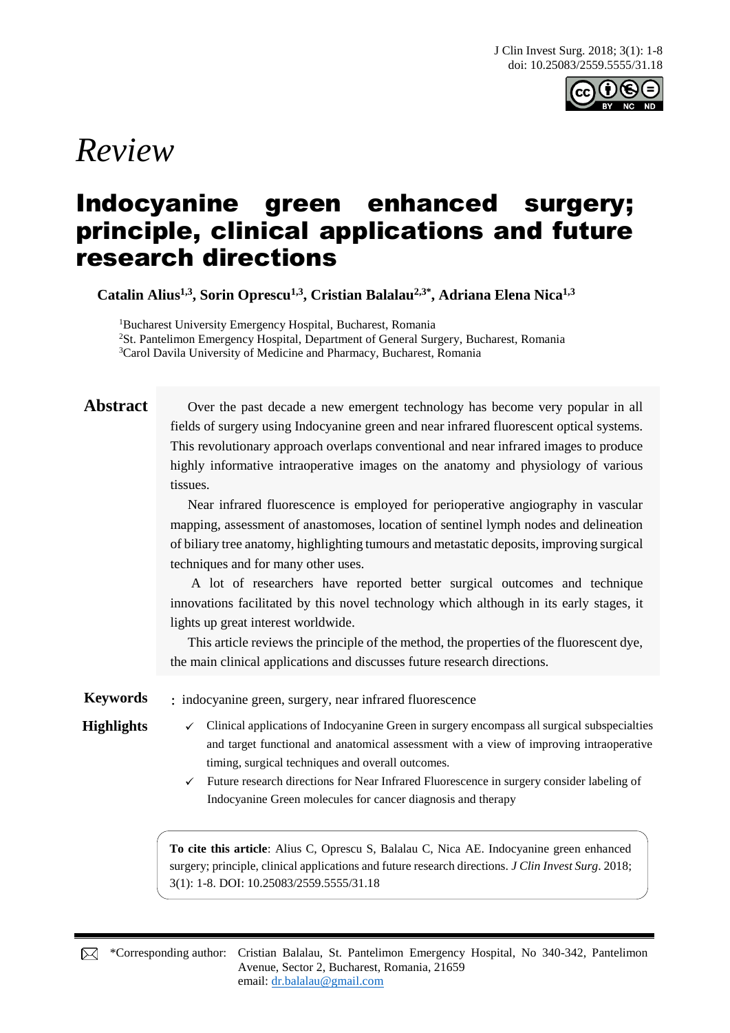*Review*

# Indocyanine green enhanced surgery; principle, clinical applications and future research directions

**Catalin Alius[1,3], Sorin Oprescu[1,3], Cristian Balalau[2,3*], Adriana Elena Nica[1,3]**

[1]Bucharest University Emergency Hospital, Bucharest, Romania
[2]St. Pantelimon Emergency Hospital, Department of General Surgery, Bucharest, Romania
[3]Carol Davila University of Medicine and Pharmacy, Bucharest, Romania

## Abstract

Over the past decade a new emergent technology has become very popular in all fields of surgery using Indocyanine green and near infrared fluorescent optical systems. This revolutionary approach overlaps conventional and near infrared images to produce highly informative intraoperative images on the anatomy and physiology of various tissues.

Near infrared fluorescence is employed for perioperative angiography in vascular mapping, assessment of anastomoses, location of sentinel lymph nodes and delineation of biliary tree anatomy, highlighting tumours and metastatic deposits, improving surgical techniques and for many other uses.

A lot of researchers have reported better surgical outcomes and technique innovations facilitated by this novel technology which although in its early stages, it lights up great interest worldwide.

This article reviews the principle of the method, the properties of the fluorescent dye, the main clinical applications and discusses future research directions.

**Keywords**: indocyanine green, surgery, near infrared fluorescence

**Highlights**

- ✓ Clinical applications of Indocyanine Green in surgery encompass all surgical subspecialties and target functional and anatomical assessment with a view of improving intraoperative timing, surgical techniques and overall outcomes.
- ✓ Future research directions for Near Infrared Fluorescence in surgery consider labeling of Indocyanine Green molecules for cancer diagnosis and therapy

**To cite this article**: Alius C, Oprescu S, Balalau C, Nica AE. Indocyanine green enhanced surgery; principle, clinical applications and future research directions. *J Clin Invest Surg*. 2018; 3(1): 1-8. DOI: 10.25083/2559.5555/31.18

*Corresponding author: Cristian Balalau, St. Pantelimon Emergency Hospital, No 340-342, Pantelimon Avenue, Sector 2, Bucharest, Romania, 21659
email: dr.balalau@gmail.com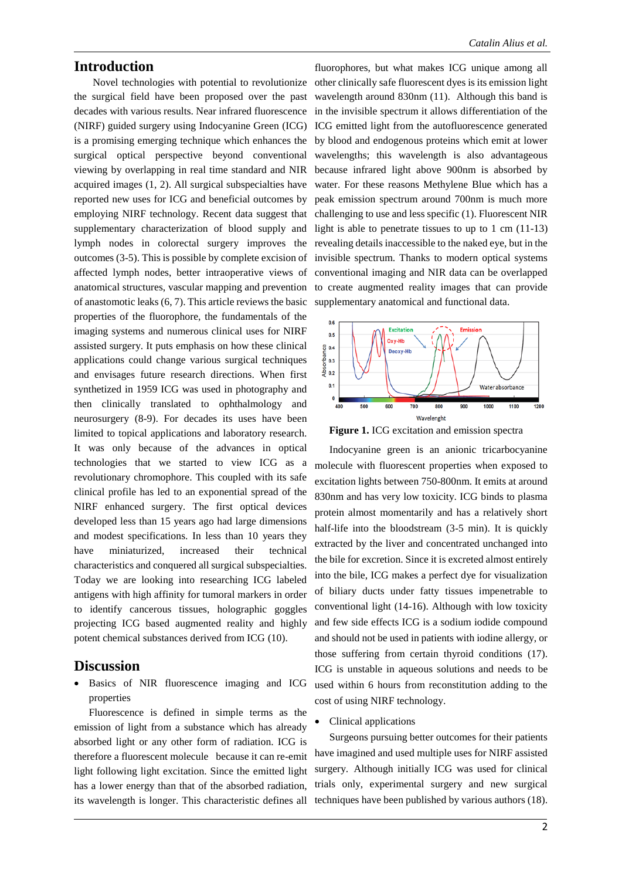## Introduction

Novel technologies with potential to revolutionize the surgical field have been proposed over the past decades with various results. Near infrared fluorescence (NIRF) guided surgery using Indocyanine Green (ICG) is a promising emerging technique which enhances the surgical optical perspective beyond conventional viewing by overlapping in real time standard and NIR acquired images (1, 2). All surgical subspecialties have reported new uses for ICG and beneficial outcomes by employing NIRF technology. Recent data suggest that supplementary characterization of blood supply and lymph nodes in colorectal surgery improves the outcomes (3-5). This is possible by complete excision of affected lymph nodes, better intraoperative views of anatomical structures, vascular mapping and prevention of anastomotic leaks (6, 7). This article reviews the basic properties of the fluorophore, the fundamentals of the imaging systems and numerous clinical uses for NIRF assisted surgery. It puts emphasis on how these clinical applications could change various surgical techniques and envisages future research directions. When first synthetized in 1959 ICG was used in photography and then clinically translated to ophthalmology and neurosurgery (8-9). For decades its uses have been limited to topical applications and laboratory research. It was only because of the advances in optical technologies that we started to view ICG as a revolutionary chromophore. This coupled with its safe clinical profile has led to an exponential spread of the NIRF enhanced surgery. The first optical devices developed less than 15 years ago had large dimensions and modest specifications. In less than 10 years they have miniaturized, increased their technical characteristics and conquered all surgical subspecialties. Today we are looking into researching ICG labeled antigens with high affinity for tumoral markers in order to identify cancerous tissues, holographic goggles projecting ICG based augmented reality and highly potent chemical substances derived from ICG (10).

## Discussion

- Basics of NIR fluorescence imaging and ICG properties

Fluorescence is defined in simple terms as the emission of light from a substance which has already absorbed light or any other form of radiation. ICG is therefore a fluorescent molecule because it can re-emit light following light excitation. Since the emitted light has a lower energy than that of the absorbed radiation, its wavelength is longer. This characteristic defines all fluorophores, but what makes ICG unique among all other clinically safe fluorescent dyes is its emission light wavelength around 830nm (11). Although this band is in the invisible spectrum it allows differentiation of the ICG emitted light from the autofluorescence generated by blood and endogenous proteins which emit at lower wavelengths; this wavelength is also advantageous because infrared light above 900nm is absorbed by water. For these reasons Methylene Blue which has a peak emission spectrum around 700nm is much more challenging to use and less specific (1). Fluorescent NIR light is able to penetrate tissues to up to 1 cm (11-13) revealing details inaccessible to the naked eye, but in the invisible spectrum. Thanks to modern optical systems conventional imaging and NIR data can be overlapped to create augmented reality images that can provide supplementary anatomical and functional data.

**Figure 1.** ICG excitation and emission spectra

Indocyanine green is an anionic tricarbocyanine molecule with fluorescent properties when exposed to excitation lights between 750-800nm. It emits at around 830nm and has very low toxicity. ICG binds to plasma protein almost momentarily and has a relatively short half-life into the bloodstream (3-5 min). It is quickly extracted by the liver and concentrated unchanged into the bile for excretion. Since it is excreted almost entirely into the bile, ICG makes a perfect dye for visualization of biliary ducts under fatty tissues impenetrable to conventional light (14-16). Although with low toxicity and few side effects ICG is a sodium iodide compound and should not be used in patients with iodine allergy, or those suffering from certain thyroid conditions (17). ICG is unstable in aqueous solutions and needs to be used within 6 hours from reconstitution adding to the cost of using NIRF technology.

- Clinical applications

Surgeons pursuing better outcomes for their patients have imagined and used multiple uses for NIRF assisted surgery. Although initially ICG was used for clinical trials only, experimental surgery and new surgical techniques have been published by various authors (18).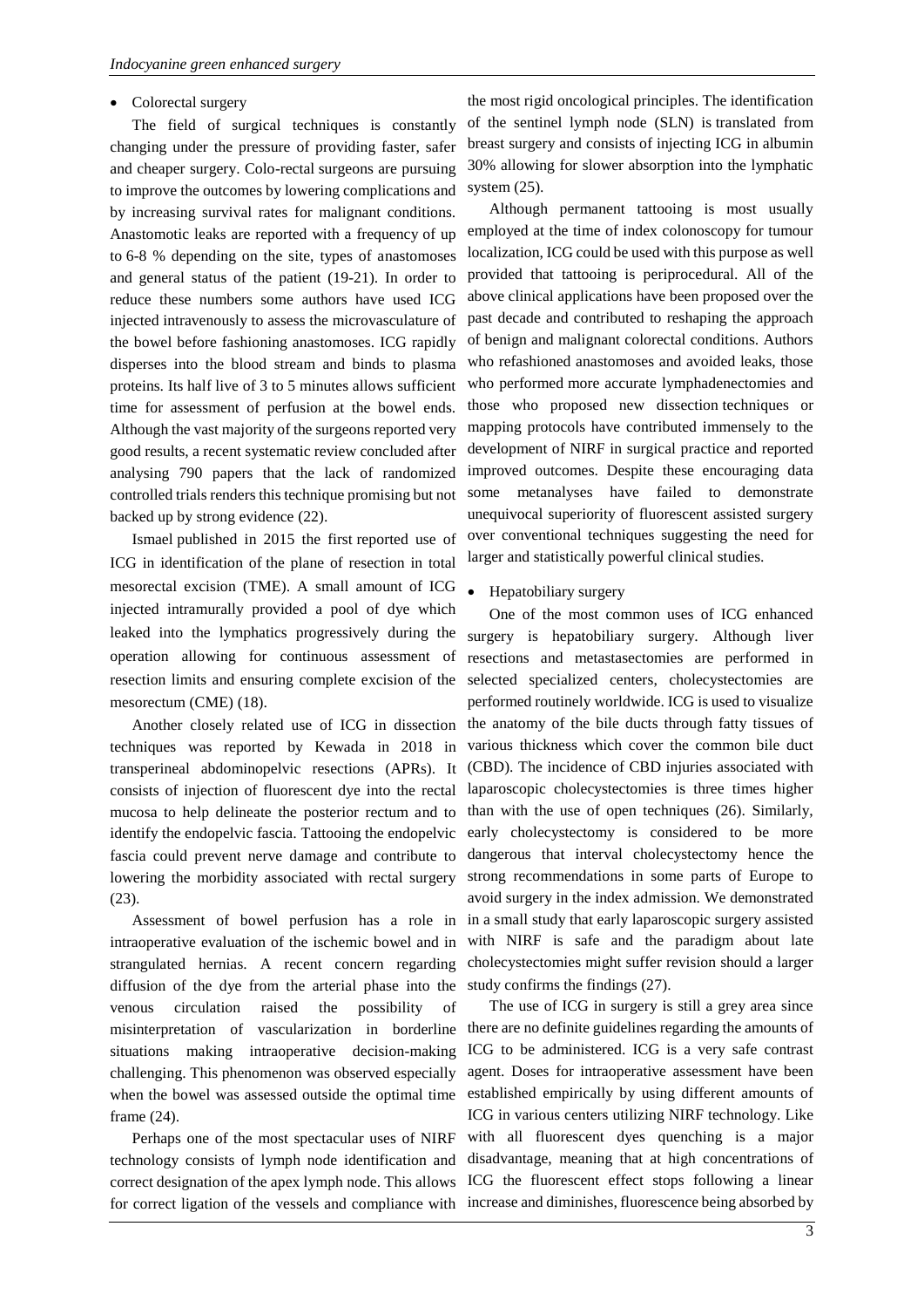- Colorectal surgery

The field of surgical techniques is constantly changing under the pressure of providing faster, safer and cheaper surgery. Colo-rectal surgeons are pursuing to improve the outcomes by lowering complications and by increasing survival rates for malignant conditions. Anastomotic leaks are reported with a frequency of up to 6-8 % depending on the site, types of anastomoses and general status of the patient (19-21). In order to reduce these numbers some authors have used ICG injected intravenously to assess the microvasculature of the bowel before fashioning anastomoses. ICG rapidly disperses into the blood stream and binds to plasma proteins. Its half live of 3 to 5 minutes allows sufficient time for assessment of perfusion at the bowel ends. Although the vast majority of the surgeons reported very good results, a recent systematic review concluded after analysing 790 papers that the lack of randomized controlled trials renders this technique promising but not backed up by strong evidence (22).

Ismael published in 2015 the first reported use of ICG in identification of the plane of resection in total mesorectal excision (TME). A small amount of ICG injected intramurally provided a pool of dye which leaked into the lymphatics progressively during the operation allowing for continuous assessment of resection limits and ensuring complete excision of the mesorectum (CME) (18).

Another closely related use of ICG in dissection techniques was reported by Kewada in 2018 in transperineal abdominopelvic resections (APRs). It consists of injection of fluorescent dye into the rectal mucosa to help delineate the posterior rectum and to identify the endopelvic fascia. Tattooing the endopelvic fascia could prevent nerve damage and contribute to lowering the morbidity associated with rectal surgery (23).

Assessment of bowel perfusion has a role in intraoperative evaluation of the ischemic bowel and in strangulated hernias. A recent concern regarding diffusion of the dye from the arterial phase into the venous circulation raised the possibility of misinterpretation of vascularization in borderline situations making intraoperative decision-making challenging. This phenomenon was observed especially when the bowel was assessed outside the optimal time frame (24).

Perhaps one of the most spectacular uses of NIRF technology consists of lymph node identification and correct designation of the apex lymph node. This allows for correct ligation of the vessels and compliance with the most rigid oncological principles. The identification of the sentinel lymph node (SLN) is translated from breast surgery and consists of injecting ICG in albumin 30% allowing for slower absorption into the lymphatic system (25).

Although permanent tattooing is most usually employed at the time of index colonoscopy for tumour localization, ICG could be used with this purpose as well provided that tattooing is periprocedural. All of the above clinical applications have been proposed over the past decade and contributed to reshaping the approach of benign and malignant colorectal conditions. Authors who refashioned anastomoses and avoided leaks, those who performed more accurate lymphadenectomies and those who proposed new dissection techniques or mapping protocols have contributed immensely to the development of NIRF in surgical practice and reported improved outcomes. Despite these encouraging data some metanalyses have failed to demonstrate unequivocal superiority of fluorescent assisted surgery over conventional techniques suggesting the need for larger and statistically powerful clinical studies.

- Hepatobiliary surgery

One of the most common uses of ICG enhanced surgery is hepatobiliary surgery. Although liver resections and metastasectomies are performed in selected specialized centers, cholecystectomies are performed routinely worldwide. ICG is used to visualize the anatomy of the bile ducts through fatty tissues of various thickness which cover the common bile duct (CBD). The incidence of CBD injuries associated with laparoscopic cholecystectomies is three times higher than with the use of open techniques (26). Similarly, early cholecystectomy is considered to be more dangerous that interval cholecystectomy hence the strong recommendations in some parts of Europe to avoid surgery in the index admission. We demonstrated in a small study that early laparoscopic surgery assisted with NIRF is safe and the paradigm about late cholecystectomies might suffer revision should a larger study confirms the findings (27).

The use of ICG in surgery is still a grey area since there are no definite guidelines regarding the amounts of ICG to be administered. ICG is a very safe contrast agent. Doses for intraoperative assessment have been established empirically by using different amounts of ICG in various centers utilizing NIRF technology. Like with all fluorescent dyes quenching is a major disadvantage, meaning that at high concentrations of ICG the fluorescent effect stops following a linear increase and diminishes, fluorescence being absorbed by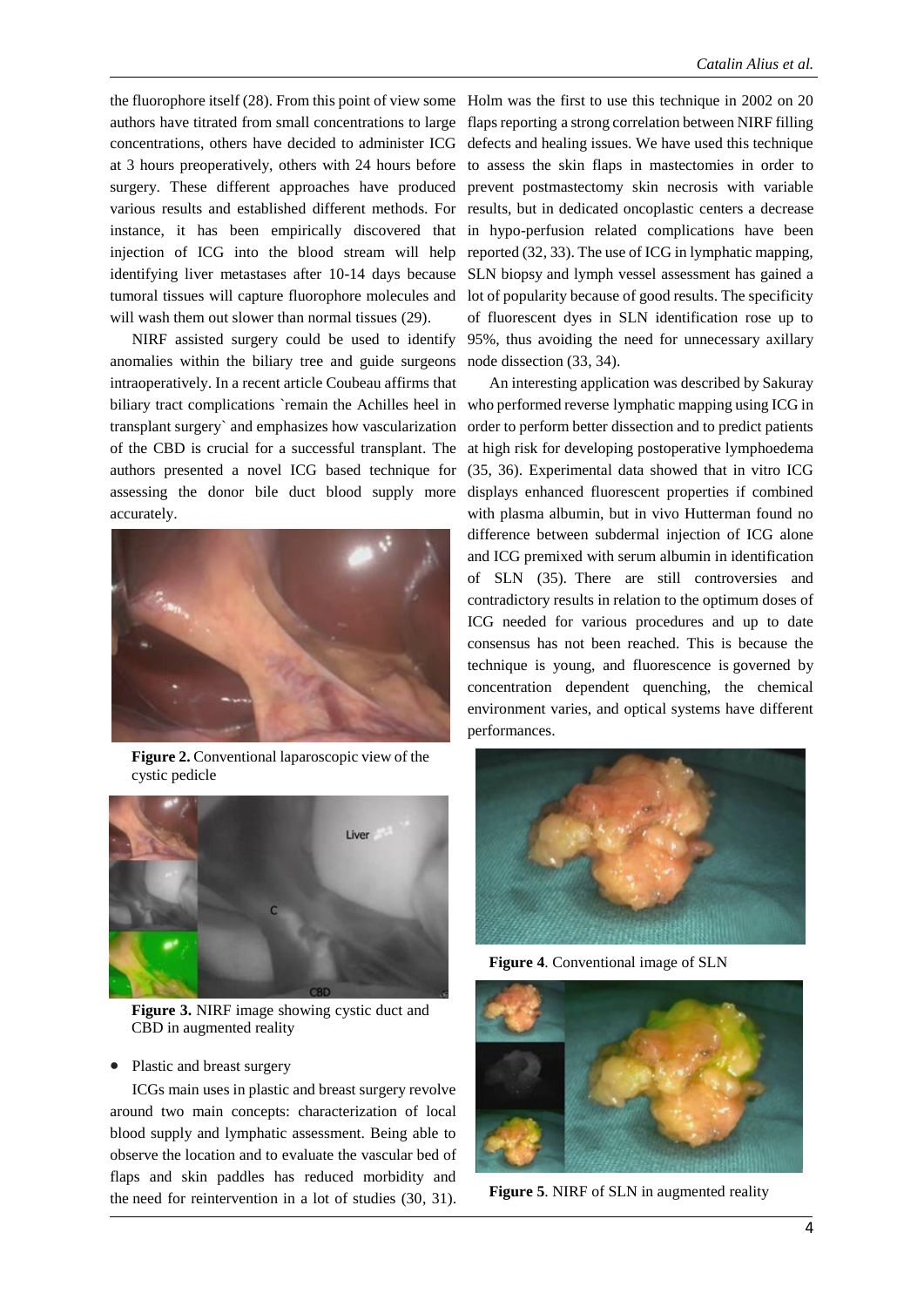the fluorophore itself (28). From this point of view some authors have titrated from small concentrations to large concentrations, others have decided to administer ICG at 3 hours preoperatively, others with 24 hours before surgery. These different approaches have produced various results and established different methods. For instance, it has been empirically discovered that injection of ICG into the blood stream will help identifying liver metastases after 10-14 days because tumoral tissues will capture fluorophore molecules and will wash them out slower than normal tissues (29).

NIRF assisted surgery could be used to identify anomalies within the biliary tree and guide surgeons intraoperatively. In a recent article Coubeau affirms that biliary tract complications `remain the Achilles heel in transplant surgery` and emphasizes how vascularization of the CBD is crucial for a successful transplant. The authors presented a novel ICG based technique for assessing the donor bile duct blood supply more accurately.

**Figure 2.** Conventional laparoscopic view of the cystic pedicle

**Figure 3.** NIRF image showing cystic duct and CBD in augmented reality

- Plastic and breast surgery

ICGs main uses in plastic and breast surgery revolve around two main concepts: characterization of local blood supply and lymphatic assessment. Being able to observe the location and to evaluate the vascular bed of flaps and skin paddles has reduced morbidity and the need for reintervention in a lot of studies (30, 31). Holm was the first to use this technique in 2002 on 20 flaps reporting a strong correlation between NIRF filling defects and healing issues. We have used this technique to assess the skin flaps in mastectomies in order to prevent postmastectomy skin necrosis with variable results, but in dedicated oncoplastic centers a decrease in hypo-perfusion related complications have been reported (32, 33). The use of ICG in lymphatic mapping, SLN biopsy and lymph vessel assessment has gained a lot of popularity because of good results. The specificity of fluorescent dyes in SLN identification rose up to 95%, thus avoiding the need for unnecessary axillary node dissection (33, 34).

An interesting application was described by Sakuray who performed reverse lymphatic mapping using ICG in order to perform better dissection and to predict patients at high risk for developing postoperative lymphoedema (35, 36). Experimental data showed that in vitro ICG displays enhanced fluorescent properties if combined with plasma albumin, but in vivo Hutterman found no difference between subdermal injection of ICG alone and ICG premixed with serum albumin in identification of SLN (35). There are still controversies and contradictory results in relation to the optimum doses of ICG needed for various procedures and up to date consensus has not been reached. This is because the technique is young, and fluorescence is governed by concentration dependent quenching, the chemical environment varies, and optical systems have different performances.

**Figure 4**. Conventional image of SLN

**Figure 5**. NIRF of SLN in augmented reality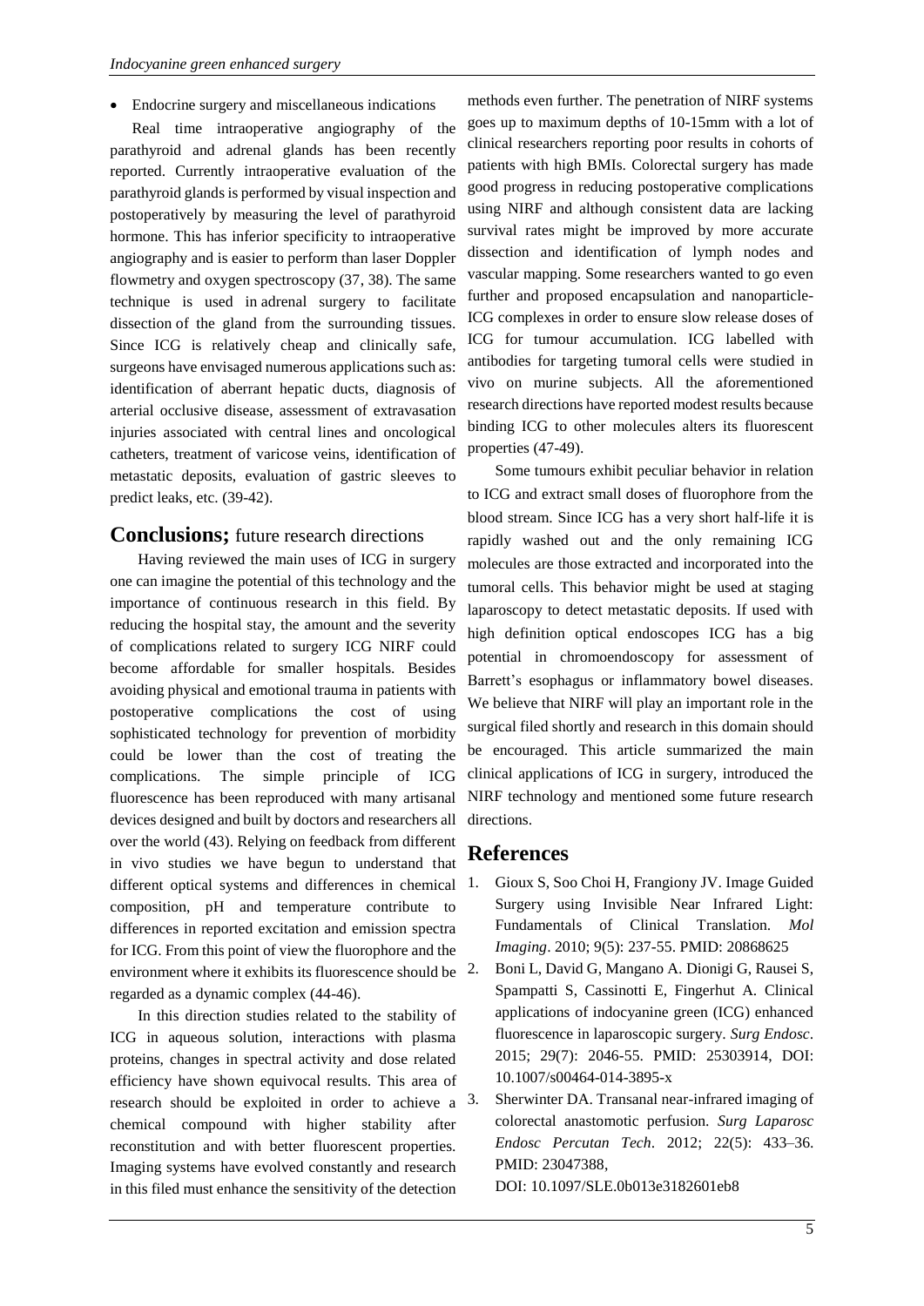- Endocrine surgery and miscellaneous indications

Real time intraoperative angiography of the parathyroid and adrenal glands has been recently reported. Currently intraoperative evaluation of the parathyroid glands is performed by visual inspection and postoperatively by measuring the level of parathyroid hormone. This has inferior specificity to intraoperative angiography and is easier to perform than laser Doppler flowmetry and oxygen spectroscopy (37, 38). The same technique is used in adrenal surgery to facilitate dissection of the gland from the surrounding tissues. Since ICG is relatively cheap and clinically safe, surgeons have envisaged numerous applications such as: identification of aberrant hepatic ducts, diagnosis of arterial occlusive disease, assessment of extravasation injuries associated with central lines and oncological catheters, treatment of varicose veins, identification of metastatic deposits, evaluation of gastric sleeves to predict leaks, etc. (39-42).

## **Conclusions;** future research directions

Having reviewed the main uses of ICG in surgery one can imagine the potential of this technology and the importance of continuous research in this field. By reducing the hospital stay, the amount and the severity of complications related to surgery ICG NIRF could become affordable for smaller hospitals. Besides avoiding physical and emotional trauma in patients with postoperative complications the cost of using sophisticated technology for prevention of morbidity could be lower than the cost of treating the complications. The simple principle of ICG fluorescence has been reproduced with many artisanal devices designed and built by doctors and researchers all over the world (43). Relying on feedback from different in vivo studies we have begun to understand that different optical systems and differences in chemical composition, pH and temperature contribute to differences in reported excitation and emission spectra for ICG. From this point of view the fluorophore and the environment where it exhibits its fluorescence should be regarded as a dynamic complex (44-46).

In this direction studies related to the stability of ICG in aqueous solution, interactions with plasma proteins, changes in spectral activity and dose related efficiency have shown equivocal results. This area of research should be exploited in order to achieve a chemical compound with higher stability after reconstitution and with better fluorescent properties. Imaging systems have evolved constantly and research in this filed must enhance the sensitivity of the detection methods even further. The penetration of NIRF systems goes up to maximum depths of 10-15mm with a lot of clinical researchers reporting poor results in cohorts of patients with high BMIs. Colorectal surgery has made good progress in reducing postoperative complications using NIRF and although consistent data are lacking survival rates might be improved by more accurate dissection and identification of lymph nodes and vascular mapping. Some researchers wanted to go even further and proposed encapsulation and nanoparticle-ICG complexes in order to ensure slow release doses of ICG for tumour accumulation. ICG labelled with antibodies for targeting tumoral cells were studied in vivo on murine subjects. All the aforementioned research directions have reported modest results because binding ICG to other molecules alters its fluorescent properties (47-49).

Some tumours exhibit peculiar behavior in relation to ICG and extract small doses of fluorophore from the blood stream. Since ICG has a very short half-life it is rapidly washed out and the only remaining ICG molecules are those extracted and incorporated into the tumoral cells. This behavior might be used at staging laparoscopy to detect metastatic deposits. If used with high definition optical endoscopes ICG has a big potential in chromoendoscopy for assessment of Barrett's esophagus or inflammatory bowel diseases. We believe that NIRF will play an important role in the surgical filed shortly and research in this domain should be encouraged. This article summarized the main clinical applications of ICG in surgery, introduced the NIRF technology and mentioned some future research directions.

## References

1. Gioux S, Soo Choi H, Frangiony JV. Image Guided Surgery using Invisible Near Infrared Light: Fundamentals of Clinical Translation. *Mol Imaging*. 2010; 9(5): 237-55. PMID: 20868625
2. Boni L, David G, Mangano A. Dionigi G, Rausei S, Spampatti S, Cassinotti E, Fingerhut A. Clinical applications of indocyanine green (ICG) enhanced fluorescence in laparoscopic surgery. *Surg Endosc*. 2015; 29(7): 2046-55. PMID: 25303914, DOI: 10.1007/s00464-014-3895-x
3. Sherwinter DA. Transanal near-infrared imaging of colorectal anastomotic perfusion. *Surg Laparosc Endosc Percutan Tech*. 2012; 22(5): 433–36. PMID: 23047388, DOI: 10.1097/SLE.0b013e3182601eb8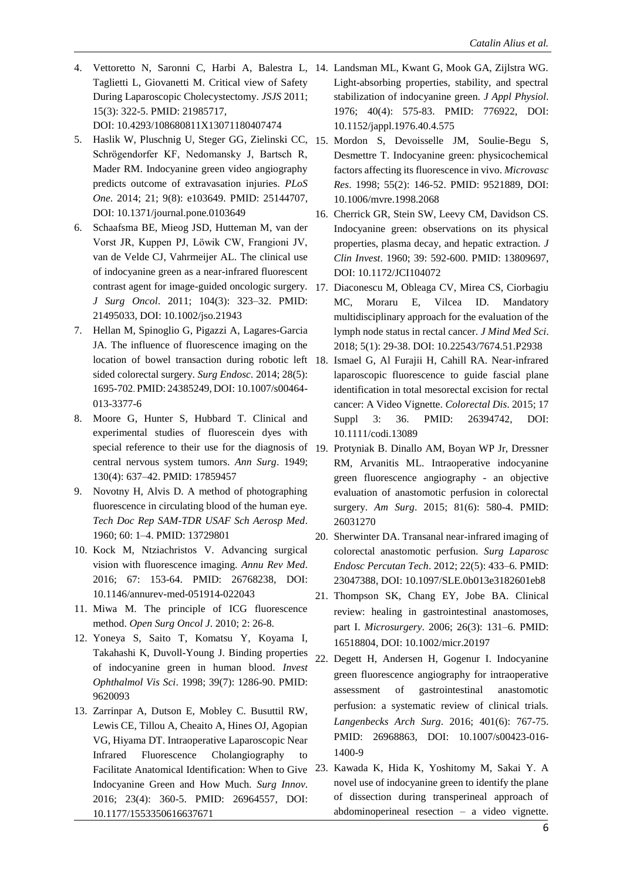4. Vettoretto N, Saronni C, Harbi A, Balestra L, Taglietti L, Giovanetti M. Critical view of Safety During Laparoscopic Cholecystectomy. *JSJS* 2011; 15(3): 322-5. PMID: 21985717, DOI: 10.4293/108680811X13071180407474
5. Haslik W, Pluschnig U, Steger GG, Zielinski CC, Schrögendorfer KF, Nedomansky J, Bartsch R, Mader RM. Indocyanine green video angiography predicts outcome of extravasation injuries. *PLoS One*. 2014; 21; 9(8): e103649. PMID: 25144707, DOI: 10.1371/journal.pone.0103649
6. Schaafsma BE, Mieog JSD, Hutteman M, van der Vorst JR, Kuppen PJ, Löwik CW, Frangioni JV, van de Velde CJ, Vahrmeijer AL. The clinical use of indocyanine green as a near-infrared fluorescent contrast agent for image-guided oncologic surgery. *J Surg Oncol*. 2011; 104(3): 323–32. PMID: 21495033, DOI: 10.1002/jso.21943
7. Hellan M, Spinoglio G, Pigazzi A, Lagares-Garcia JA. The influence of fluorescence imaging on the location of bowel transaction during robotic left sided colorectal surgery. *Surg Endosc*. 2014; 28(5): 1695-702. PMID: 24385249, DOI: 10.1007/s00464-013-3377-6
8. Moore G, Hunter S, Hubbard T. Clinical and experimental studies of fluorescein dyes with special reference to their use for the diagnosis of central nervous system tumors. *Ann Surg*. 1949; 130(4): 637–42. PMID: 17859457
9. Novotny H, Alvis D. A method of photographing fluorescence in circulating blood of the human eye. *Tech Doc Rep SAM-TDR USAF Sch Aerosp Med*. 1960; 60: 1–4. PMID: 13729801
10. Kock M, Ntziachristos V. Advancing surgical vision with fluorescence imaging. *Annu Rev Med*. 2016; 67: 153-64. PMID: 26768238, DOI: 10.1146/annurev-med-051914-022043
11. Miwa M. The principle of ICG fluorescence method. *Open Surg Oncol J*. 2010; 2: 26-8.
12. Yoneya S, Saito T, Komatsu Y, Koyama I, Takahashi K, Duvoll-Young J. Binding properties of indocyanine green in human blood. *Invest Ophthalmol Vis Sci*. 1998; 39(7): 1286-90. PMID: 9620093
13. Zarrinpar A, Dutson E, Mobley C. Busuttil RW, Lewis CE, Tillou A, Cheaito A, Hines OJ, Agopian VG, Hiyama DT. Intraoperative Laparoscopic Near Infrared Fluorescence Cholangiography to Facilitate Anatomical Identification: When to Give Indocyanine Green and How Much. *Surg Innov*. 2016; 23(4): 360-5. PMID: 26964557, DOI: 10.1177/1553350616637671
14. Landsman ML, Kwant G, Mook GA, Zijlstra WG. Light-absorbing properties, stability, and spectral stabilization of indocyanine green. *J Appl Physiol*. 1976; 40(4): 575-83. PMID: 776922, DOI: 10.1152/jappl.1976.40.4.575
15. Mordon S, Devoisselle JM, Soulie-Begu S, Desmettre T. Indocyanine green: physicochemical factors affecting its fluorescence in vivo. *Microvasc Res*. 1998; 55(2): 146-52. PMID: 9521889, DOI: 10.1006/mvre.1998.2068
16. Cherrick GR, Stein SW, Leevy CM, Davidson CS. Indocyanine green: observations on its physical properties, plasma decay, and hepatic extraction. *J Clin Invest*. 1960; 39: 592-600. PMID: 13809697, DOI: 10.1172/JCI104072
17. Diaconescu M, Obleaga CV, Mirea CS, Ciorbagiu MC, Moraru E, Vilcea ID. Mandatory multidisciplinary approach for the evaluation of the lymph node status in rectal cancer. *J Mind Med Sci*. 2018; 5(1): 29-38. DOI: 10.22543/7674.51.P2938
18. Ismael G, Al Furajii H, Cahill RA. Near-infrared laparoscopic fluorescence to guide fascial plane identification in total mesorectal excision for rectal cancer: A Video Vignette. *Colorectal Dis*. 2015; 17 Suppl 3: 36. PMID: 26394742, DOI: 10.1111/codi.13089
19. Protyniak B. Dinallo AM, Boyan WP Jr, Dressner RM, Arvanitis ML. Intraoperative indocyanine green fluorescence angiography - an objective evaluation of anastomotic perfusion in colorectal surgery. *Am Surg*. 2015; 81(6): 580-4. PMID: 26031270
20. Sherwinter DA. Transanal near-infrared imaging of colorectal anastomotic perfusion. *Surg Laparosc Endosc Percutan Tech*. 2012; 22(5): 433–6. PMID: 23047388, DOI: 10.1097/SLE.0b013e3182601eb8
21. Thompson SK, Chang EY, Jobe BA. Clinical review: healing in gastrointestinal anastomoses, part I. *Microsurgery*. 2006; 26(3): 131–6. PMID: 16518804, DOI: 10.1002/micr.20197
22. Degett H, Andersen H, Gogenur I. Indocyanine green fluorescence angiography for intraoperative assessment of gastrointestinal anastomotic perfusion: a systematic review of clinical trials. *Langenbecks Arch Surg*. 2016; 401(6): 767-75. PMID: 26968863, DOI: 10.1007/s00423-016-1400-9
23. Kawada K, Hida K, Yoshitomy M, Sakai Y. A novel use of indocyanine green to identify the plane of dissection during transperineal approach of abdominoperineal resection – a video vignette.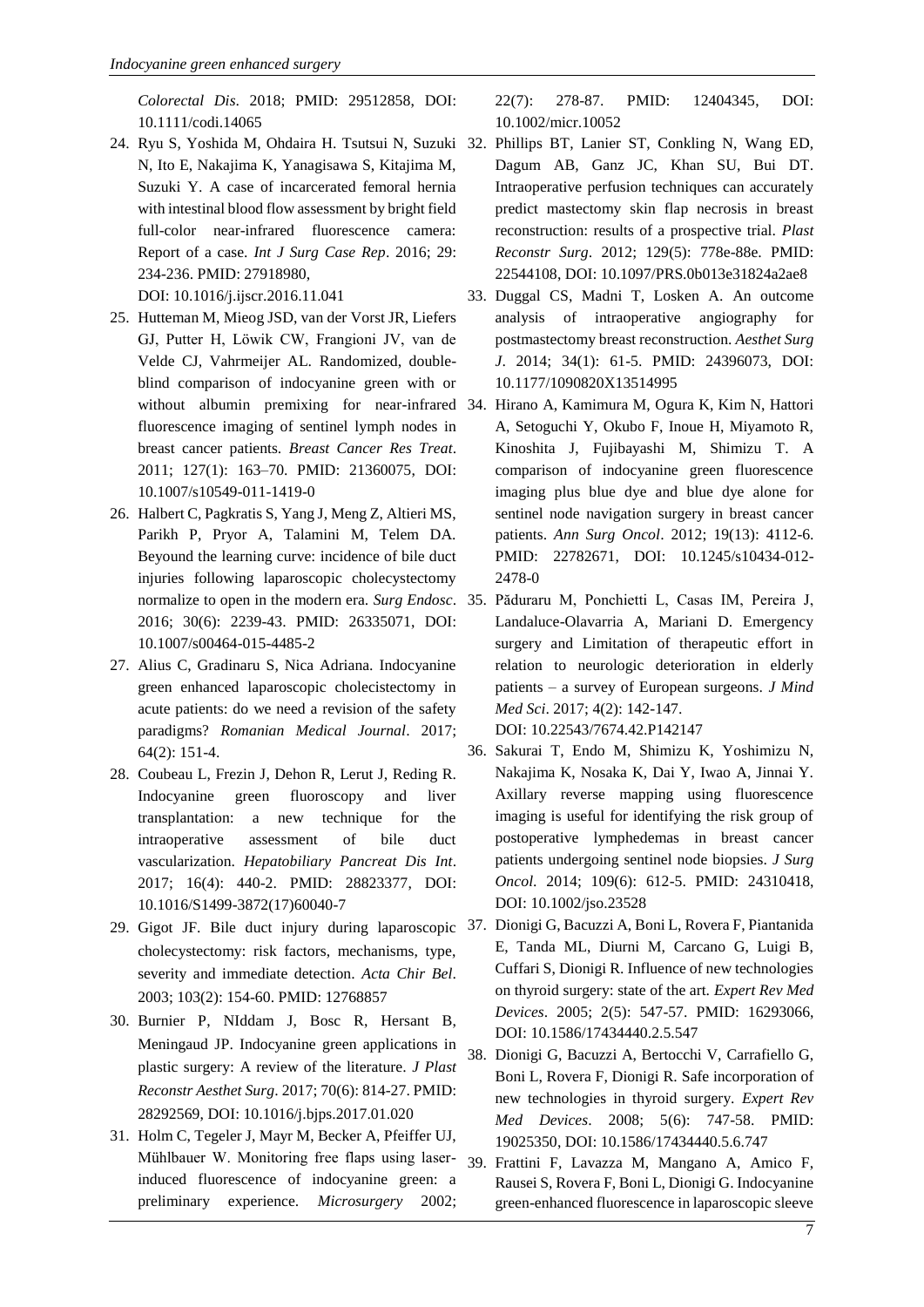*Colorectal Dis*. 2018; PMID: 29512858, DOI: 10.1111/codi.14065

24. Ryu S, Yoshida M, Ohdaira H. Tsutsui N, Suzuki N, Ito E, Nakajima K, Yanagisawa S, Kitajima M, Suzuki Y. A case of incarcerated femoral hernia with intestinal blood flow assessment by bright field full-color near-infrared fluorescence camera: Report of a case. *Int J Surg Case Rep*. 2016; 29: 234-236. PMID: 27918980, DOI: 10.1016/j.ijscr.2016.11.041
25. Hutteman M, Mieog JSD, van der Vorst JR, Liefers GJ, Putter H, Löwik CW, Frangioni JV, van de Velde CJ, Vahrmeijer AL. Randomized, double-blind comparison of indocyanine green with or without albumin premixing for near-infrared fluorescence imaging of sentinel lymph nodes in breast cancer patients. *Breast Cancer Res Treat*. 2011; 127(1): 163–70. PMID: 21360075, DOI: 10.1007/s10549-011-1419-0
26. Halbert C, Pagkratis S, Yang J, Meng Z, Altieri MS, Parikh P, Pryor A, Talamini M, Telem DA. Beyound the learning curve: incidence of bile duct injuries following laparoscopic cholecystectomy normalize to open in the modern era. *Surg Endosc*. 2016; 30(6): 2239-43. PMID: 26335071, DOI: 10.1007/s00464-015-4485-2
27. Alius C, Gradinaru S, Nica Adriana. Indocyanine green enhanced laparoscopic cholecistectomy in acute patients: do we need a revision of the safety paradigms? *Romanian Medical Journal*. 2017; 64(2): 151-4.
28. Coubeau L, Frezin J, Dehon R, Lerut J, Reding R. Indocyanine green fluoroscopy and liver transplantation: a new technique for the intraoperative assessment of bile duct vascularization. *Hepatobiliary Pancreat Dis Int*. 2017; 16(4): 440-2. PMID: 28823377, DOI: 10.1016/S1499-3872(17)60040-7
29. Gigot JF. Bile duct injury during laparoscopic cholecystectomy: risk factors, mechanisms, type, severity and immediate detection. *Acta Chir Bel*. 2003; 103(2): 154-60. PMID: 12768857
30. Burnier P, NIddam J, Bosc R, Hersant B, Meningaud JP. Indocyanine green applications in plastic surgery: A review of the literature. *J Plast Reconstr Aesthet Surg*. 2017; 70(6): 814-27. PMID: 28292569, DOI: 10.1016/j.bjps.2017.01.020
31. Holm C, Tegeler J, Mayr M, Becker A, Pfeiffer UJ, Mühlbauer W. Monitoring free flaps using laser-induced fluorescence of indocyanine green: a preliminary experience. *Microsurgery* 2002; 22(7): 278-87. PMID: 12404345, DOI: 10.1002/micr.10052
32. Phillips BT, Lanier ST, Conkling N, Wang ED, Dagum AB, Ganz JC, Khan SU, Bui DT. Intraoperative perfusion techniques can accurately predict mastectomy skin flap necrosis in breast reconstruction: results of a prospective trial. *Plast Reconstr Surg*. 2012; 129(5): 778e-88e. PMID: 22544108, DOI: 10.1097/PRS.0b013e31824a2ae8
33. Duggal CS, Madni T, Losken A. An outcome analysis of intraoperative angiography for postmastectomy breast reconstruction. *Aesthet Surg J*. 2014; 34(1): 61-5. PMID: 24396073, DOI: 10.1177/1090820X13514995
34. Hirano A, Kamimura M, Ogura K, Kim N, Hattori A, Setoguchi Y, Okubo F, Inoue H, Miyamoto R, Kinoshita J, Fujibayashi M, Shimizu T. A comparison of indocyanine green fluorescence imaging plus blue dye and blue dye alone for sentinel node navigation surgery in breast cancer patients. *Ann Surg Oncol*. 2012; 19(13): 4112-6. PMID: 22782671, DOI: 10.1245/s10434-012-2478-0
35. Păduraru M, Ponchietti L, Casas IM, Pereira J, Landaluce-Olavarria A, Mariani D. Emergency surgery and Limitation of therapeutic effort in relation to neurologic deterioration in elderly patients – a survey of European surgeons. *J Mind Med Sci*. 2017; 4(2): 142-147. DOI: 10.22543/7674.42.P142147
36. Sakurai T, Endo M, Shimizu K, Yoshimizu N, Nakajima K, Nosaka K, Dai Y, Iwao A, Jinnai Y. Axillary reverse mapping using fluorescence imaging is useful for identifying the risk group of postoperative lymphedemas in breast cancer patients undergoing sentinel node biopsies. *J Surg Oncol*. 2014; 109(6): 612-5. PMID: 24310418, DOI: 10.1002/jso.23528
37. Dionigi G, Bacuzzi A, Boni L, Rovera F, Piantanida E, Tanda ML, Diurni M, Carcano G, Luigi B, Cuffari S, Dionigi R. Influence of new technologies on thyroid surgery: state of the art. *Expert Rev Med Devices*. 2005; 2(5): 547-57. PMID: 16293066, DOI: 10.1586/17434440.2.5.547
38. Dionigi G, Bacuzzi A, Bertocchi V, Carrafiello G, Boni L, Rovera F, Dionigi R. Safe incorporation of new technologies in thyroid surgery. *Expert Rev Med Devices*. 2008; 5(6): 747-58. PMID: 19025350, DOI: 10.1586/17434440.5.6.747
39. Frattini F, Lavazza M, Mangano A, Amico F, Rausei S, Rovera F, Boni L, Dionigi G. Indocyanine green-enhanced fluorescence in laparoscopic sleeve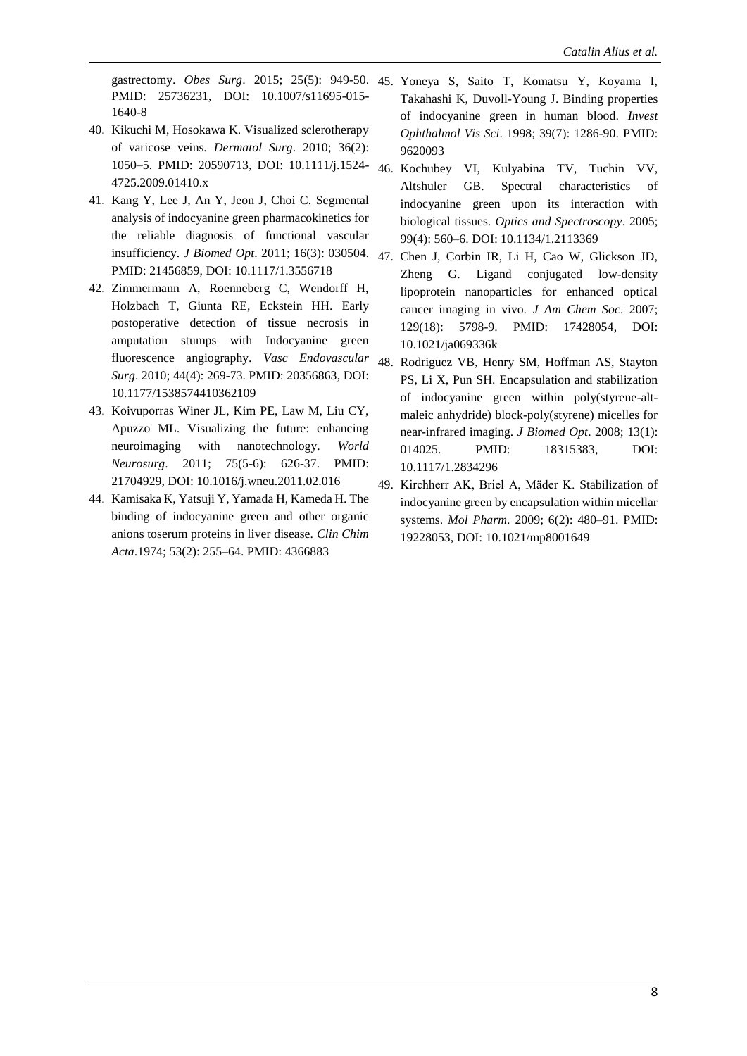gastrectomy. *Obes Surg*. 2015; 25(5): 949-50. PMID: 25736231, DOI: 10.1007/s11695-015-1640-8

40. Kikuchi M, Hosokawa K. Visualized sclerotherapy of varicose veins. *Dermatol Surg*. 2010; 36(2): 1050–5. PMID: 20590713, DOI: 10.1111/j.1524-4725.2009.01410.x
41. Kang Y, Lee J, An Y, Jeon J, Choi C. Segmental analysis of indocyanine green pharmacokinetics for the reliable diagnosis of functional vascular insufficiency. *J Biomed Opt*. 2011; 16(3): 030504. PMID: 21456859, DOI: 10.1117/1.3556718
42. Zimmermann A, Roenneberg C, Wendorff H, Holzbach T, Giunta RE, Eckstein HH. Early postoperative detection of tissue necrosis in amputation stumps with Indocyanine green fluorescence angiography. *Vasc Endovascular Surg*. 2010; 44(4): 269-73. PMID: 20356863, DOI: 10.1177/1538574410362109
43. Koivuporras Winer JL, Kim PE, Law M, Liu CY, Apuzzo ML. Visualizing the future: enhancing neuroimaging with nanotechnology. *World Neurosurg*. 2011; 75(5-6): 626-37. PMID: 21704929, DOI: 10.1016/j.wneu.2011.02.016
44. Kamisaka K, Yatsuji Y, Yamada H, Kameda H. The binding of indocyanine green and other organic anions toserum proteins in liver disease. *Clin Chim Acta*.1974; 53(2): 255–64. PMID: 4366883
45. Yoneya S, Saito T, Komatsu Y, Koyama I, Takahashi K, Duvoll-Young J. Binding properties of indocyanine green in human blood. *Invest Ophthalmol Vis Sci*. 1998; 39(7): 1286-90. PMID: 9620093
46. Kochubey VI, Kulyabina TV, Tuchin VV, Altshuler GB. Spectral characteristics of indocyanine green upon its interaction with biological tissues. *Optics and Spectroscopy*. 2005; 99(4): 560–6. DOI: 10.1134/1.2113369
47. Chen J, Corbin IR, Li H, Cao W, Glickson JD, Zheng G. Ligand conjugated low-density lipoprotein nanoparticles for enhanced optical cancer imaging in vivo. *J Am Chem Soc*. 2007; 129(18): 5798-9. PMID: 17428054, DOI: 10.1021/ja069336k
48. Rodriguez VB, Henry SM, Hoffman AS, Stayton PS, Li X, Pun SH. Encapsulation and stabilization of indocyanine green within poly(styrene-alt-maleic anhydride) block-poly(styrene) micelles for near-infrared imaging. *J Biomed Opt*. 2008; 13(1): 014025. PMID: 18315383, DOI: 10.1117/1.2834296
49. Kirchherr AK, Briel A, Mäder K. Stabilization of indocyanine green by encapsulation within micellar systems. *Mol Pharm*. 2009; 6(2): 480–91. PMID: 19228053, DOI: 10.1021/mp8001649